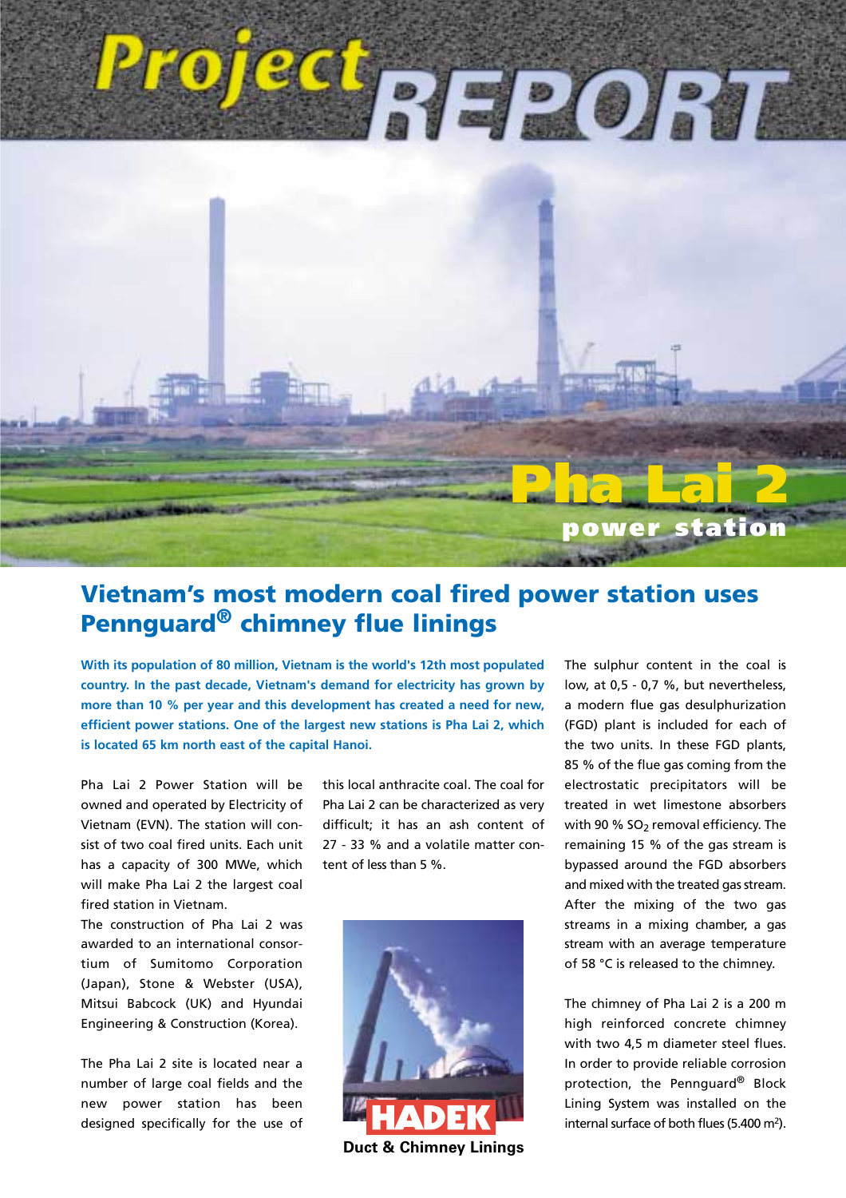# Project REPORT

# Pha Lai 2 power station

## Vietnam's most modern coal fired power station uses Pennguard® chimney flue linings

**With its population of 80 million, Vietnam is the world's 12th most populated country. In the past decade, Vietnam's demand for electricity has grown by more than 10 % per year and this development has created a need for new, efficient power stations. One of the largest new stations is Pha Lai 2, which is located 65 km north east of the capital Hanoi.**

Pha Lai 2 Power Station will be owned and operated by Electricity of Vietnam (EVN). The station will consist of two coal fired units. Each unit has a capacity of 300 MWe, which will make Pha Lai 2 the largest coal fired station in Vietnam.

The construction of Pha Lai 2 was awarded to an international consortium of Sumitomo Corporation (Japan), Stone & Webster (USA), Mitsui Babcock (UK) and Hyundai Engineering & Construction (Korea).

The Pha Lai 2 site is located near a number of large coal fields and the new power station has been designed specifically for the use of this local anthracite coal. The coal for Pha Lai 2 can be characterized as very difficult; it has an ash content of 27 - 33 % and a volatile matter content of less than 5 %.

HADEK

Duct & Chimney Linings

The sulphur content in the coal is low, at 0,5 - 0,7 %, but nevertheless, a modern flue gas desulphurization (FGD) plant is included for each of the two units. In these FGD plants, 85 % of the flue gas coming from the electrostatic precipitators will be treated in wet limestone absorbers with 90 % $SO_2$ removal efficiency. The remaining 15 % of the gas stream is bypassed around the FGD absorbers and mixed with the treated gas stream. After the mixing of the two gas streams in a mixing chamber, a gas stream with an average temperature of 58 °C is released to the chimney.

The chimney of Pha Lai 2 is a 200 m high reinforced concrete chimney with two 4,5 m diameter steel flues. In order to provide reliable corrosion protection, the Pennguard® Block Lining System was installed on the internal surface of both flues (5.400 $m^2$).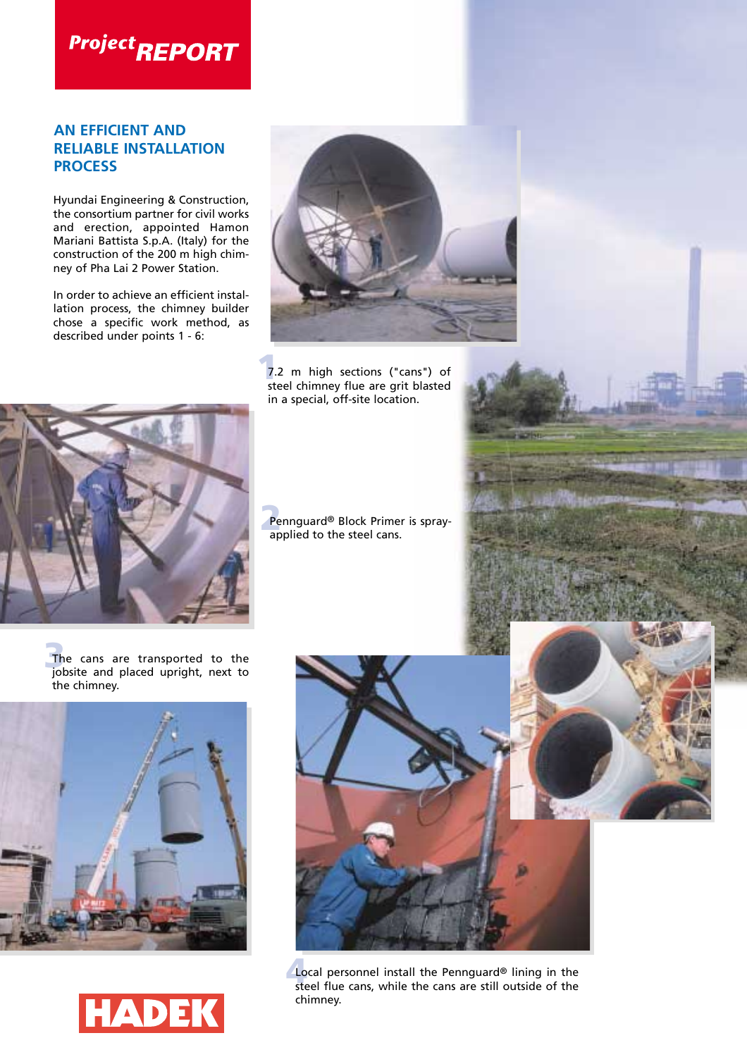# Project REPORT

## AN EFFICIENT AND RELIABLE INSTALLATION PROCESS

Hyundai Engineering & Construction, the consortium partner for civil works and erection, appointed Hamon Mariani Battista S.p.A. (Italy) for the construction of the 200 m high chimney of Pha Lai 2 Power Station.

In order to achieve an efficient installation process, the chimney builder chose a specific work method, as described under points 1 - 6:

1. 7.2 m high sections ("cans") of steel chimney flue are grit blasted in a special, off-site location.

2. Pennguard® Block Primer is spray-applied to the steel cans.

3. The cans are transported to the jobsite and placed upright, next to the chimney.

4. Local personnel install the Pennguard® lining in the steel flue cans, while the cans are still outside of the chimney.

HADEK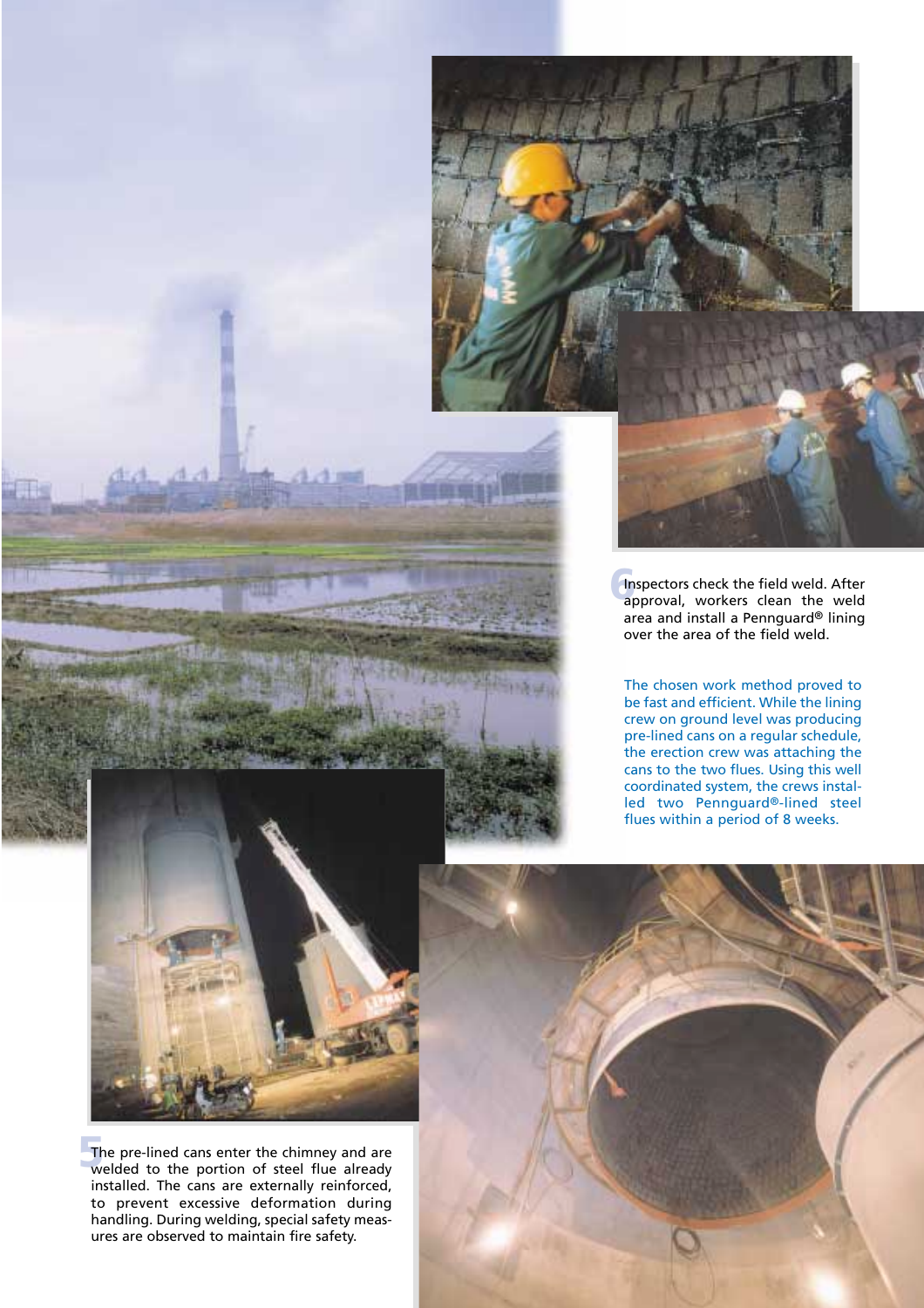6 Inspectors check the field weld. After approval, workers clean the weld area and install a Pennguard® lining over the area of the field weld.

The chosen work method proved to be fast and efficient. While the lining crew on ground level was producing pre-lined cans on a regular schedule, the erection crew was attaching the cans to the two flues. Using this well coordinated system, the crews installed two Pennguard®-lined steel flues within a period of 8 weeks.

5 The pre-lined cans enter the chimney and are welded to the portion of steel flue already installed. The cans are externally reinforced, to prevent excessive deformation during handling. During welding, special safety measures are observed to maintain fire safety.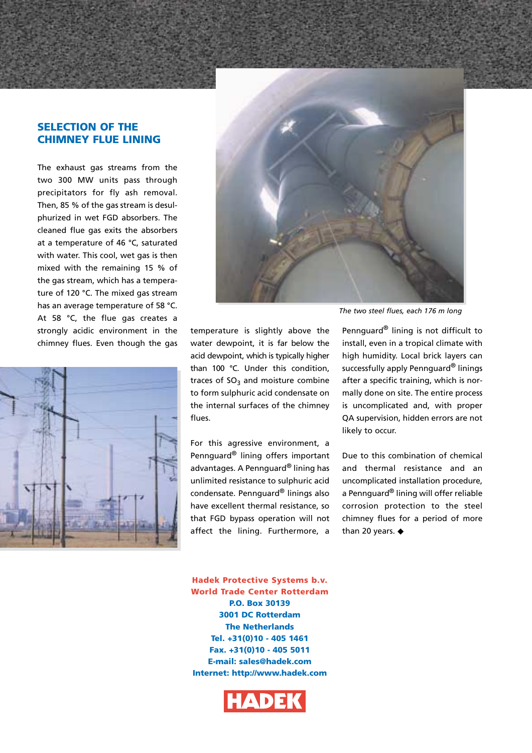## SELECTION OF THE CHIMNEY FLUE LINING

The exhaust gas streams from the two 300 MW units pass through precipitators for fly ash removal. Then, 85 % of the gas stream is desulphurized in wet FGD absorbers. The cleaned flue gas exits the absorbers at a temperature of 46 °C, saturated with water. This cool, wet gas is then mixed with the remaining 15 % of the gas stream, which has a temperature of 120 °C. The mixed gas stream has an average temperature of 58 °C. At 58 °C, the flue gas creates a strongly acidic environment in the chimney flues. Even though the gas temperature is slightly above the water dewpoint, it is far below the acid dewpoint, which is typically higher than 100 °C. Under this condition, traces of $SO_3$ and moisture combine to form sulphuric acid condensate on the internal surfaces of the chimney flues.

For this agressive environment, a Pennguard® lining offers important advantages. A Pennguard® lining has unlimited resistance to sulphuric acid condensate. Pennguard® linings also have excellent thermal resistance, so that FGD bypass operation will not affect the lining. Furthermore, a Pennguard® lining is not difficult to install, even in a tropical climate with high humidity. Local brick layers can successfully apply Pennguard® linings after a specific training, which is normally done on site. The entire process is uncomplicated and, with proper QA supervision, hidden errors are not likely to occur.

Due to this combination of chemical and thermal resistance and an uncomplicated installation procedure, a Pennguard® lining will offer reliable corrosion protection to the steel chimney flues for a period of more than 20 years. ◆

*The two steel flues, each 176 m long*

**Hadek Protective Systems b.v.**
**World Trade Center Rotterdam**
**P.O. Box 30139**
**3001 DC Rotterdam**
**The Netherlands**
**Tel. +31(0)10 - 405 1461**
**Fax. +31(0)10 - 405 5011**
**E-mail: sales@hadek.com**
**Internet: http://www.hadek.com**

**HADEK**